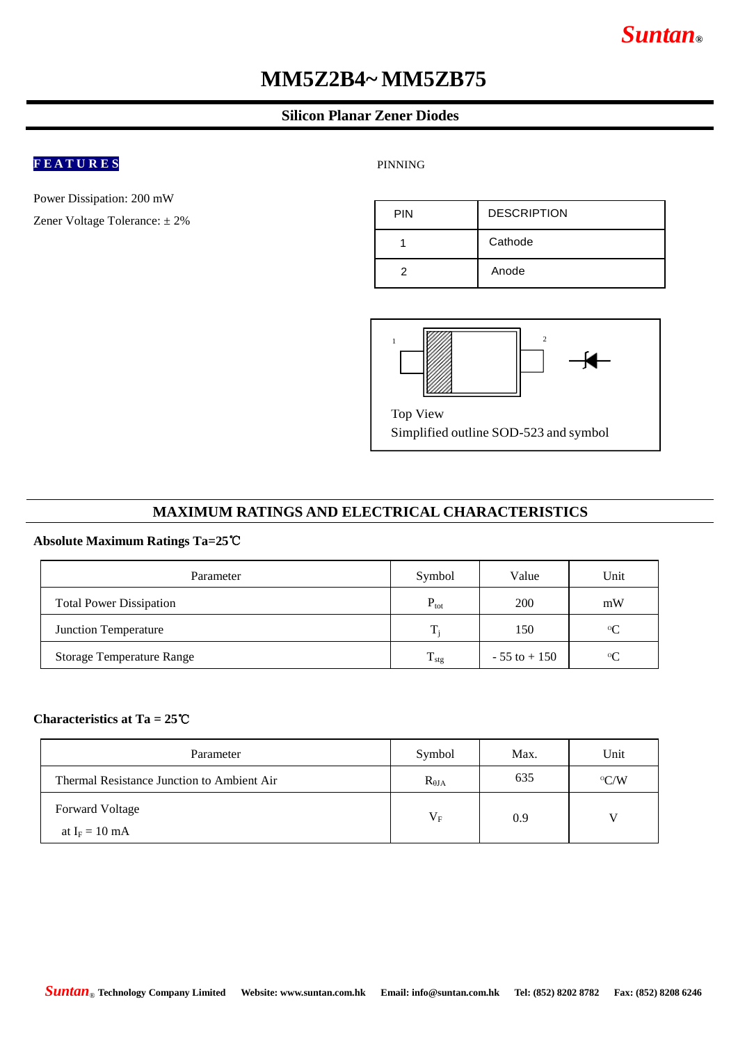# MM5Z2B4~ MM5ZB75

## Silicon Planar Zener Diodes

**FEATURES**

Power Dissipation: 200 mW

Zener Voltage Tolerance: ± 2%

PINNING

| PIN | DESCRIPTION |
|---|---|
| 1 | Cathode |
| 2 | Anode |

Top View
Simplified outline SOD-523 and symbol

## MAXIMUM RATINGS AND ELECTRICAL CHARACTERISTICS

**Absolute Maximum Ratings Ta=25℃**

| Parameter | Symbol | Value | Unit |
|---|---|---|---|
| Total Power Dissipation | $P_{tot}$ | 200 | mW |
| Junction Temperature | $T_j$ | 150 | °C |
| Storage Temperature Range | $T_{stg}$ | - 55 to + 150 | °C |

**Characteristics at Ta = 25℃**

| Parameter | Symbol | Max. | Unit |
|---|---|---|---|
| Thermal Resistance Junction to Ambient Air | $R_{\theta JA}$ | 635 | °C/W |
| Forward Voltage at $I_F$ = 10 mA | $V_F$ | 0.9 | V |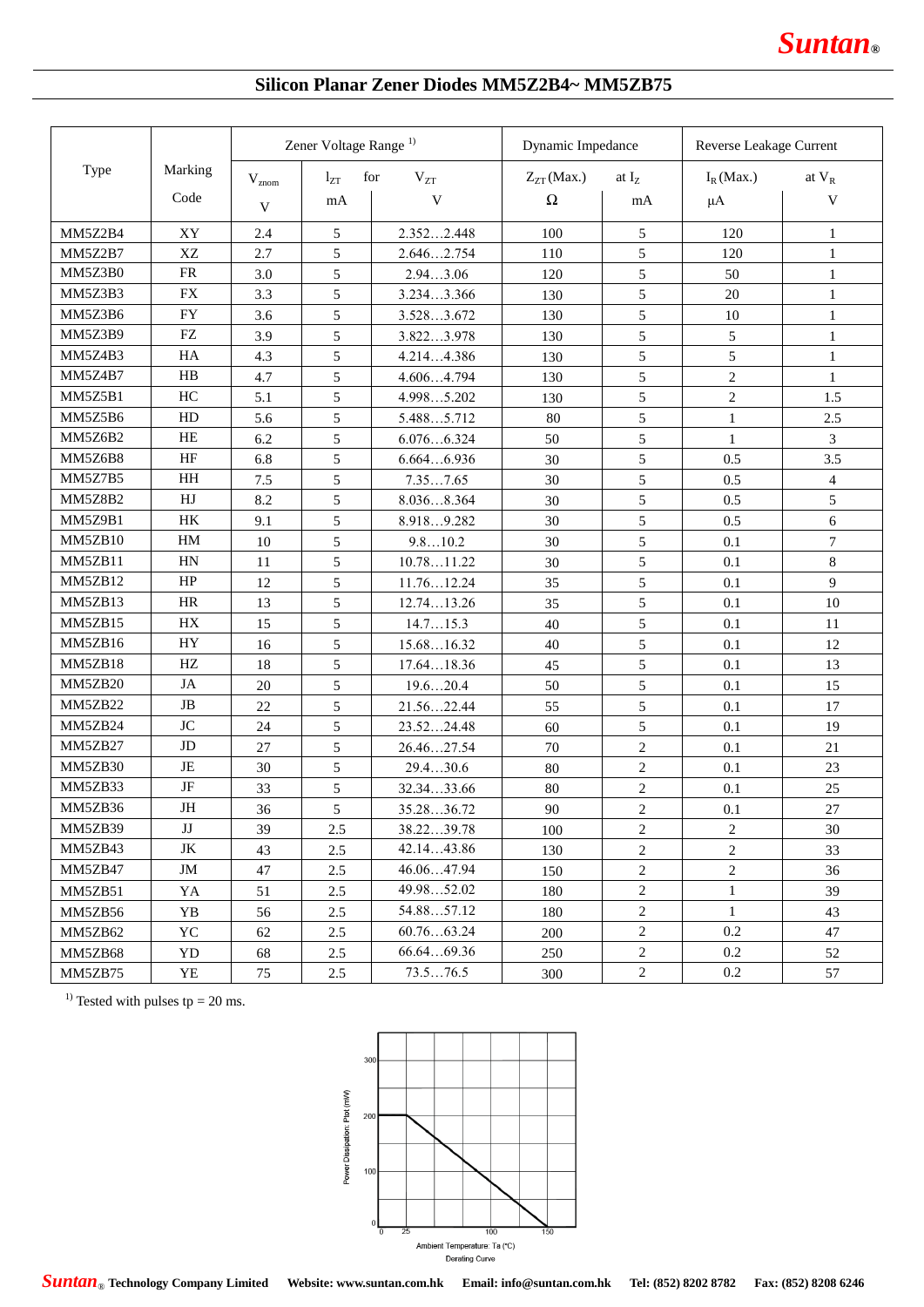## Silicon Planar Zener Diodes MM5Z2B4~ MM5ZB75

| Type | Marking Code | Zener Voltage Range [1] | | | Dynamic Impedance | | Reverse Leakage Current | |
|---|---|---|---|---|---|---|---|---|
| | | $V_{znom}$ | $I_{ZT}$ for | $V_{ZT}$ | $Z_{ZT}$ (Max.) | at $I_Z$ | $I_R$ (Max.) | at $V_R$ |
| | | V | mA | V | Ω | mA | μA | V |
| MM5Z2B4 | XY | 2.4 | 5 | 2.352…2.448 | 100 | 5 | 120 | 1 |
| MM5Z2B7 | XZ | 2.7 | 5 | 2.646…2.754 | 110 | 5 | 120 | 1 |
| MM5Z3B0 | FR | 3.0 | 5 | 2.94…3.06 | 120 | 5 | 50 | 1 |
| MM5Z3B3 | FX | 3.3 | 5 | 3.234…3.366 | 130 | 5 | 20 | 1 |
| MM5Z3B6 | FY | 3.6 | 5 | 3.528…3.672 | 130 | 5 | 10 | 1 |
| MM5Z3B9 | FZ | 3.9 | 5 | 3.822…3.978 | 130 | 5 | 5 | 1 |
| MM5Z4B3 | HA | 4.3 | 5 | 4.214…4.386 | 130 | 5 | 5 | 1 |
| MM5Z4B7 | HB | 4.7 | 5 | 4.606…4.794 | 130 | 5 | 2 | 1 |
| MM5Z5B1 | HC | 5.1 | 5 | 4.998…5.202 | 130 | 5 | 2 | 1.5 |
| MM5Z5B6 | HD | 5.6 | 5 | 5.488…5.712 | 80 | 5 | 1 | 2.5 |
| MM5Z6B2 | HE | 6.2 | 5 | 6.076…6.324 | 50 | 5 | 1 | 3 |
| MM5Z6B8 | HF | 6.8 | 5 | 6.664…6.936 | 30 | 5 | 0.5 | 3.5 |
| MM5Z7B5 | HH | 7.5 | 5 | 7.35…7.65 | 30 | 5 | 0.5 | 4 |
| MM5Z8B2 | HJ | 8.2 | 5 | 8.036…8.364 | 30 | 5 | 0.5 | 5 |
| MM5Z9B1 | HK | 9.1 | 5 | 8.918…9.282 | 30 | 5 | 0.5 | 6 |
| MM5ZB10 | HM | 10 | 5 | 9.8…10.2 | 30 | 5 | 0.1 | 7 |
| MM5ZB11 | HN | 11 | 5 | 10.78…11.22 | 30 | 5 | 0.1 | 8 |
| MM5ZB12 | HP | 12 | 5 | 11.76…12.24 | 35 | 5 | 0.1 | 9 |
| MM5ZB13 | HR | 13 | 5 | 12.74…13.26 | 35 | 5 | 0.1 | 10 |
| MM5ZB15 | HX | 15 | 5 | 14.7…15.3 | 40 | 5 | 0.1 | 11 |
| MM5ZB16 | HY | 16 | 5 | 15.68…16.32 | 40 | 5 | 0.1 | 12 |
| MM5ZB18 | HZ | 18 | 5 | 17.64…18.36 | 45 | 5 | 0.1 | 13 |
| MM5ZB20 | JA | 20 | 5 | 19.6…20.4 | 50 | 5 | 0.1 | 15 |
| MM5ZB22 | JB | 22 | 5 | 21.56…22.44 | 55 | 5 | 0.1 | 17 |
| MM5ZB24 | JC | 24 | 5 | 23.52…24.48 | 60 | 5 | 0.1 | 19 |
| MM5ZB27 | JD | 27 | 5 | 26.46…27.54 | 70 | 2 | 0.1 | 21 |
| MM5ZB30 | JE | 30 | 5 | 29.4…30.6 | 80 | 2 | 0.1 | 23 |
| MM5ZB33 | JF | 33 | 5 | 32.34…33.66 | 80 | 2 | 0.1 | 25 |
| MM5ZB36 | JH | 36 | 5 | 35.28…36.72 | 90 | 2 | 0.1 | 27 |
| MM5ZB39 | JJ | 39 | 2.5 | 38.22…39.78 | 100 | 2 | 2 | 30 |
| MM5ZB43 | JK | 43 | 2.5 | 42.14…43.86 | 130 | 2 | 2 | 33 |
| MM5ZB47 | JM | 47 | 2.5 | 46.06…47.94 | 150 | 2 | 2 | 36 |
| MM5ZB51 | YA | 51 | 2.5 | 49.98…52.02 | 180 | 2 | 1 | 39 |
| MM5ZB56 | YB | 56 | 2.5 | 54.88…57.12 | 180 | 2 | 1 | 43 |
| MM5ZB62 | YC | 62 | 2.5 | 60.76…63.24 | 200 | 2 | 0.2 | 47 |
| MM5ZB68 | YD | 68 | 2.5 | 66.64…69.36 | 250 | 2 | 0.2 | 52 |
| MM5ZB75 | YE | 75 | 2.5 | 73.5…76.5 | 300 | 2 | 0.2 | 57 |

[1] Tested with pulses tp = 20 ms.

Derating Curve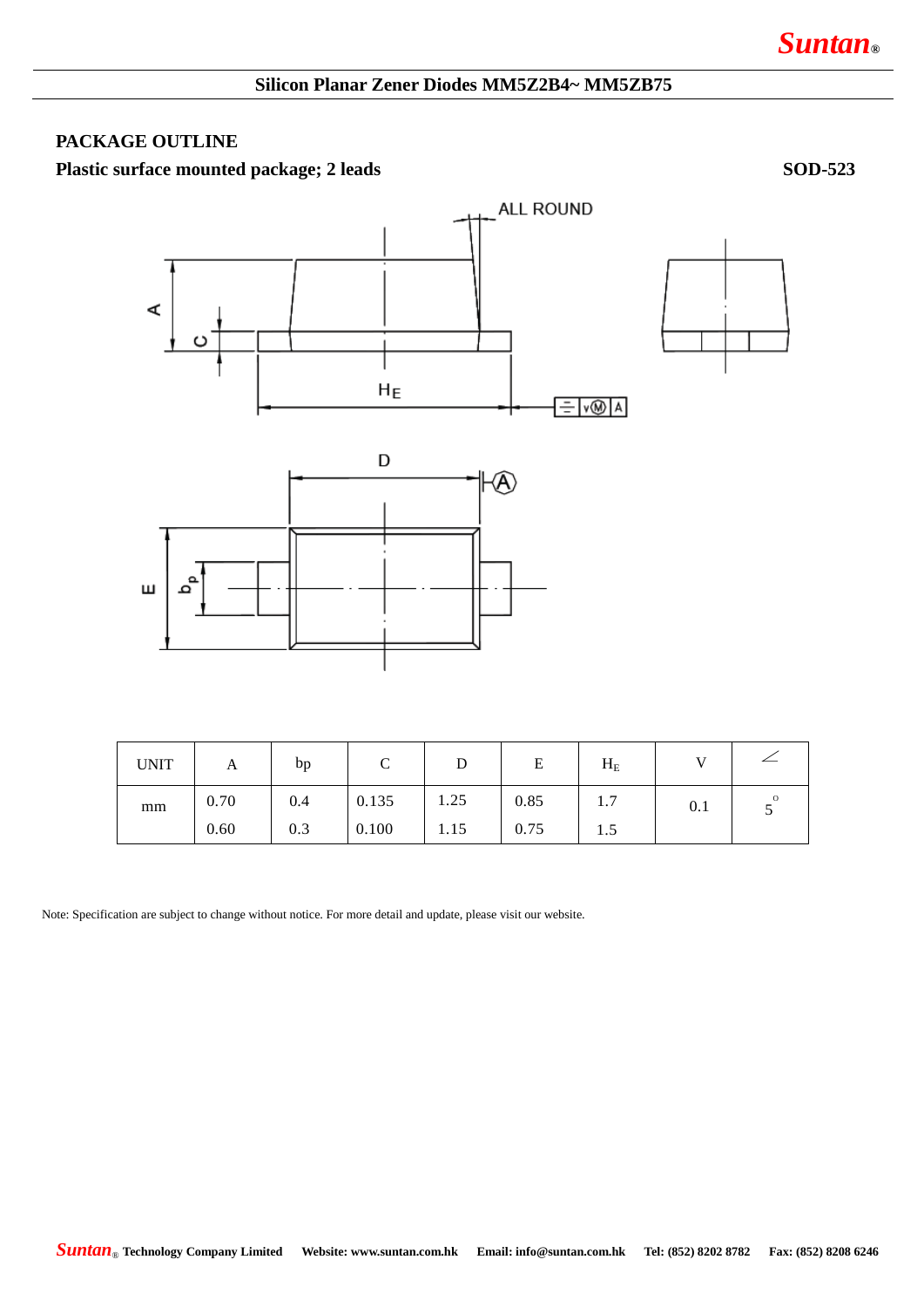## PACKAGE OUTLINE

**Plastic surface mounted package; 2 leads** **SOD-523**

ALL ROUND

A

C

$H_E$

D

A

E

$b_p$

| UNIT | A | bp | C | D | E | $H_E$ | V | ∠ |
|---|---|---|---|---|---|---|---|---|
| mm | 0.70<br>0.60 | 0.4<br>0.3 | 0.135<br>0.100 | 1.25<br>1.15 | 0.85<br>0.75 | 1.7<br>1.5 | 0.1 | $5^{\circ}$ |

Note: Specification are subject to change without notice. For more detail and update, please visit our website.